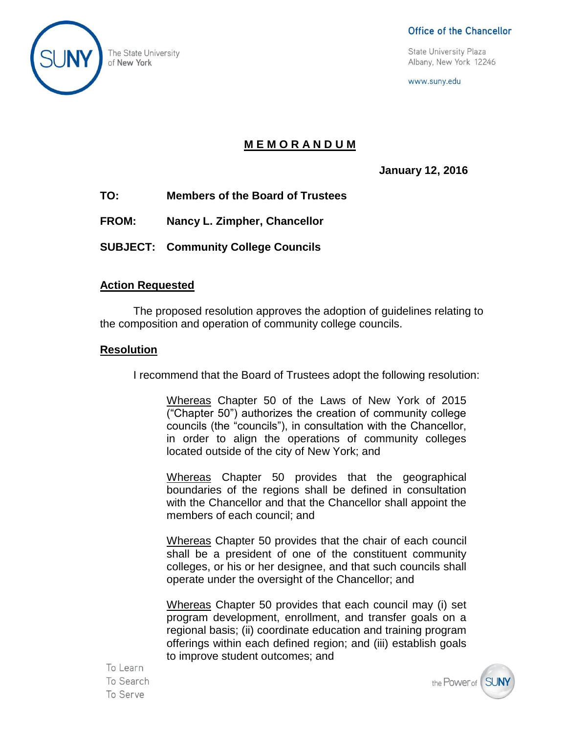The State University of New York

**Office of the Chancellor**

State University Plaza
Albany, New York 12246

www.suny.edu

# M E M O R A N D U M

**January 12, 2016**

**TO:** **Members of the Board of Trustees**

**FROM:** **Nancy L. Zimpher, Chancellor**

**SUBJECT:** **Community College Councils**

## Action Requested

The proposed resolution approves the adoption of guidelines relating to the composition and operation of community college councils.

## Resolution

I recommend that the Board of Trustees adopt the following resolution:

> Whereas Chapter 50 of the Laws of New York of 2015 ("Chapter 50") authorizes the creation of community college councils (the "councils"), in consultation with the Chancellor, in order to align the operations of community colleges located outside of the city of New York; and
>
> Whereas Chapter 50 provides that the geographical boundaries of the regions shall be defined in consultation with the Chancellor and that the Chancellor shall appoint the members of each council; and
>
> Whereas Chapter 50 provides that the chair of each council shall be a president of one of the constituent community colleges, or his or her designee, and that such councils shall operate under the oversight of the Chancellor; and
>
> Whereas Chapter 50 provides that each council may (i) set program development, enrollment, and transfer goals on a regional basis; (ii) coordinate education and training program offerings within each defined region; and (iii) establish goals to improve student outcomes; and

To Learn
To Search
To Serve

the Power of SUNY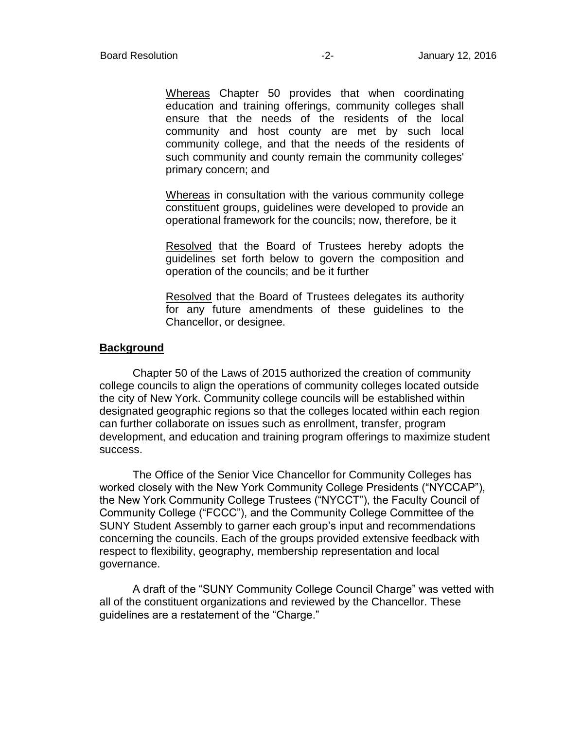<u>Whereas</u> Chapter 50 provides that when coordinating education and training offerings, community colleges shall ensure that the needs of the residents of the local community and host county are met by such local community college, and that the needs of the residents of such community and county remain the community colleges' primary concern; and

<u>Whereas</u> in consultation with the various community college constituent groups, guidelines were developed to provide an operational framework for the councils; now, therefore, be it

<u>Resolved</u> that the Board of Trustees hereby adopts the guidelines set forth below to govern the composition and operation of the councils; and be it further

<u>Resolved</u> that the Board of Trustees delegates its authority for any future amendments of these guidelines to the Chancellor, or designee.

## Background

Chapter 50 of the Laws of 2015 authorized the creation of community college councils to align the operations of community colleges located outside the city of New York. Community college councils will be established within designated geographic regions so that the colleges located within each region can further collaborate on issues such as enrollment, transfer, program development, and education and training program offerings to maximize student success.

The Office of the Senior Vice Chancellor for Community Colleges has worked closely with the New York Community College Presidents ("NYCCAP"), the New York Community College Trustees ("NYCCT"), the Faculty Council of Community College ("FCCC"), and the Community College Committee of the SUNY Student Assembly to garner each group's input and recommendations concerning the councils. Each of the groups provided extensive feedback with respect to flexibility, geography, membership representation and local governance.

A draft of the "SUNY Community College Council Charge" was vetted with all of the constituent organizations and reviewed by the Chancellor. These guidelines are a restatement of the "Charge."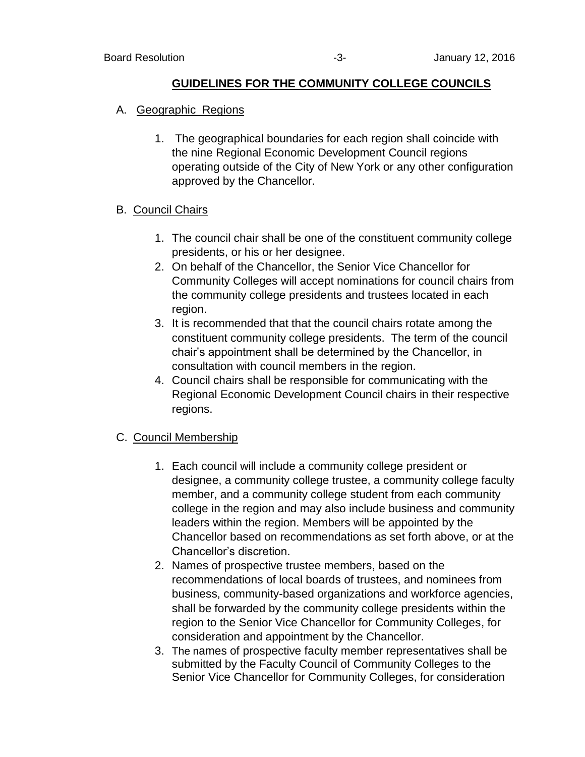## GUIDELINES FOR THE COMMUNITY COLLEGE COUNCILS

A. Geographic Regions

1. The geographical boundaries for each region shall coincide with the nine Regional Economic Development Council regions operating outside of the City of New York or any other configuration approved by the Chancellor.

B. Council Chairs

1. The council chair shall be one of the constituent community college presidents, or his or her designee.
2. On behalf of the Chancellor, the Senior Vice Chancellor for Community Colleges will accept nominations for council chairs from the community college presidents and trustees located in each region.
3. It is recommended that that the council chairs rotate among the constituent community college presidents. The term of the council chair's appointment shall be determined by the Chancellor, in consultation with council members in the region.
4. Council chairs shall be responsible for communicating with the Regional Economic Development Council chairs in their respective regions.

C. Council Membership

1. Each council will include a community college president or designee, a community college trustee, a community college faculty member, and a community college student from each community college in the region and may also include business and community leaders within the region. Members will be appointed by the Chancellor based on recommendations as set forth above, or at the Chancellor's discretion.
2. Names of prospective trustee members, based on the recommendations of local boards of trustees, and nominees from business, community-based organizations and workforce agencies, shall be forwarded by the community college presidents within the region to the Senior Vice Chancellor for Community Colleges, for consideration and appointment by the Chancellor.
3. The names of prospective faculty member representatives shall be submitted by the Faculty Council of Community Colleges to the Senior Vice Chancellor for Community Colleges, for consideration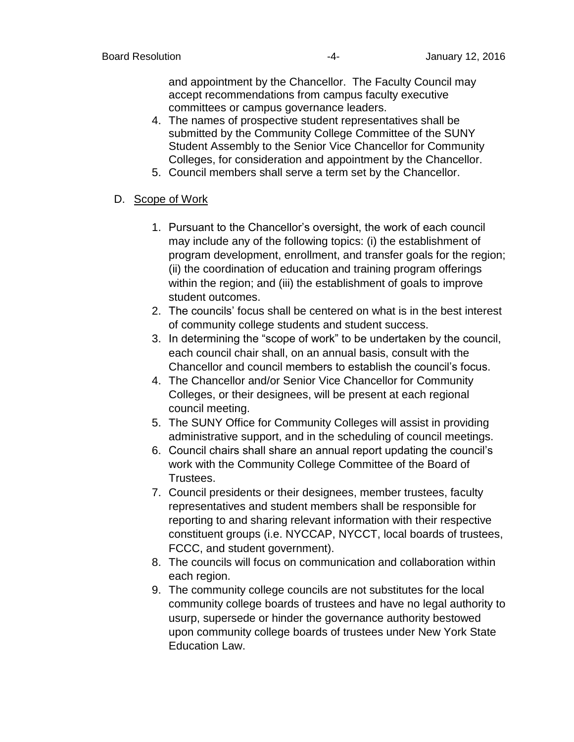and appointment by the Chancellor. The Faculty Council may accept recommendations from campus faculty executive committees or campus governance leaders.

4. The names of prospective student representatives shall be submitted by the Community College Committee of the SUNY Student Assembly to the Senior Vice Chancellor for Community Colleges, for consideration and appointment by the Chancellor.
5. Council members shall serve a term set by the Chancellor.

D. <u>Scope of Work</u>

1. Pursuant to the Chancellor's oversight, the work of each council may include any of the following topics: (i) the establishment of program development, enrollment, and transfer goals for the region; (ii) the coordination of education and training program offerings within the region; and (iii) the establishment of goals to improve student outcomes.
2. The councils' focus shall be centered on what is in the best interest of community college students and student success.
3. In determining the "scope of work" to be undertaken by the council, each council chair shall, on an annual basis, consult with the Chancellor and council members to establish the council's focus.
4. The Chancellor and/or Senior Vice Chancellor for Community Colleges, or their designees, will be present at each regional council meeting.
5. The SUNY Office for Community Colleges will assist in providing administrative support, and in the scheduling of council meetings.
6. Council chairs shall share an annual report updating the council's work with the Community College Committee of the Board of Trustees.
7. Council presidents or their designees, member trustees, faculty representatives and student members shall be responsible for reporting to and sharing relevant information with their respective constituent groups (i.e. NYCCAP, NYCCT, local boards of trustees, FCCC, and student government).
8. The councils will focus on communication and collaboration within each region.
9. The community college councils are not substitutes for the local community college boards of trustees and have no legal authority to usurp, supersede or hinder the governance authority bestowed upon community college boards of trustees under New York State Education Law.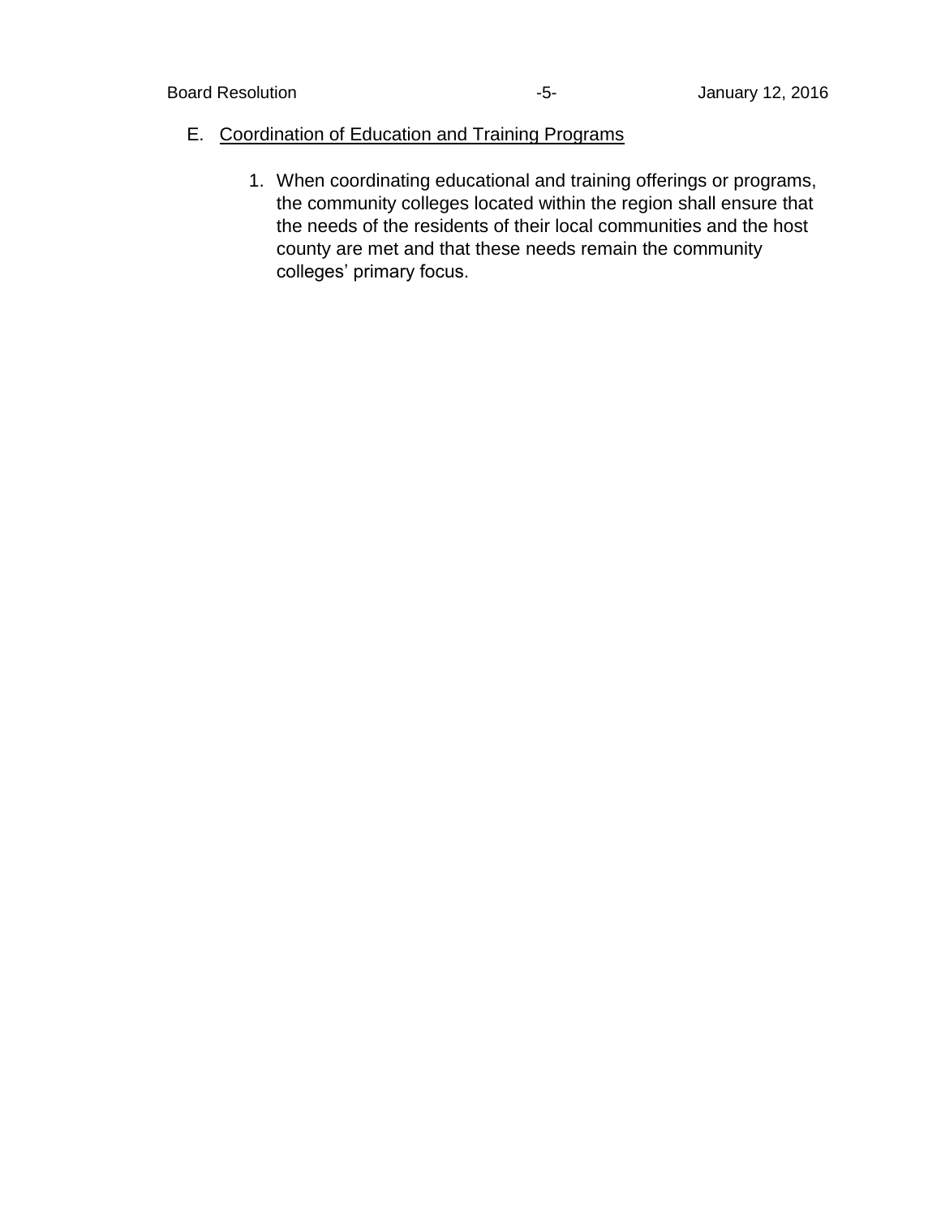E. <u>Coordination of Education and Training Programs</u>

1. When coordinating educational and training offerings or programs, the community colleges located within the region shall ensure that the needs of the residents of their local communities and the host county are met and that these needs remain the community colleges' primary focus.